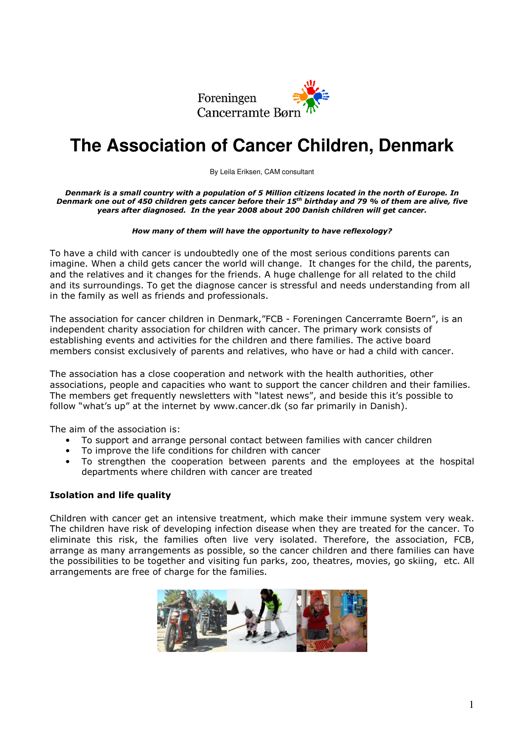Foreningen
Cancerramte Børn

# The Association of Cancer Children, Denmark

By Leila Eriksen, CAM consultant

***Denmark is a small country with a population of 5 Million citizens located in the north of Europe. In Denmark one out of 450 children gets cancer before their 15th birthday and 79 % of them are alive, five years after diagnosed. In the year 2008 about 200 Danish children will get cancer.***

***How many of them will have the opportunity to have reflexology?***

To have a child with cancer is undoubtedly one of the most serious conditions parents can imagine. When a child gets cancer the world will change. It changes for the child, the parents, and the relatives and it changes for the friends. A huge challenge for all related to the child and its surroundings. To get the diagnose cancer is stressful and needs understanding from all in the family as well as friends and professionals.

The association for cancer children in Denmark,"FCB - Foreningen Cancerramte Boern", is an independent charity association for children with cancer. The primary work consists of establishing events and activities for the children and there families. The active board members consist exclusively of parents and relatives, who have or had a child with cancer.

The association has a close cooperation and network with the health authorities, other associations, people and capacities who want to support the cancer children and their families. The members get frequently newsletters with "latest news", and beside this it's possible to follow "what's up" at the internet by www.cancer.dk (so far primarily in Danish).

The aim of the association is:

- To support and arrange personal contact between families with cancer children
- To improve the life conditions for children with cancer
- To strengthen the cooperation between parents and the employees at the hospital departments where children with cancer are treated

### Isolation and life quality

Children with cancer get an intensive treatment, which make their immune system very weak. The children have risk of developing infection disease when they are treated for the cancer. To eliminate this risk, the families often live very isolated. Therefore, the association, FCB, arrange as many arrangements as possible, so the cancer children and there families can have the possibilities to be together and visiting fun parks, zoo, theatres, movies, go skiing, etc. All arrangements are free of charge for the families.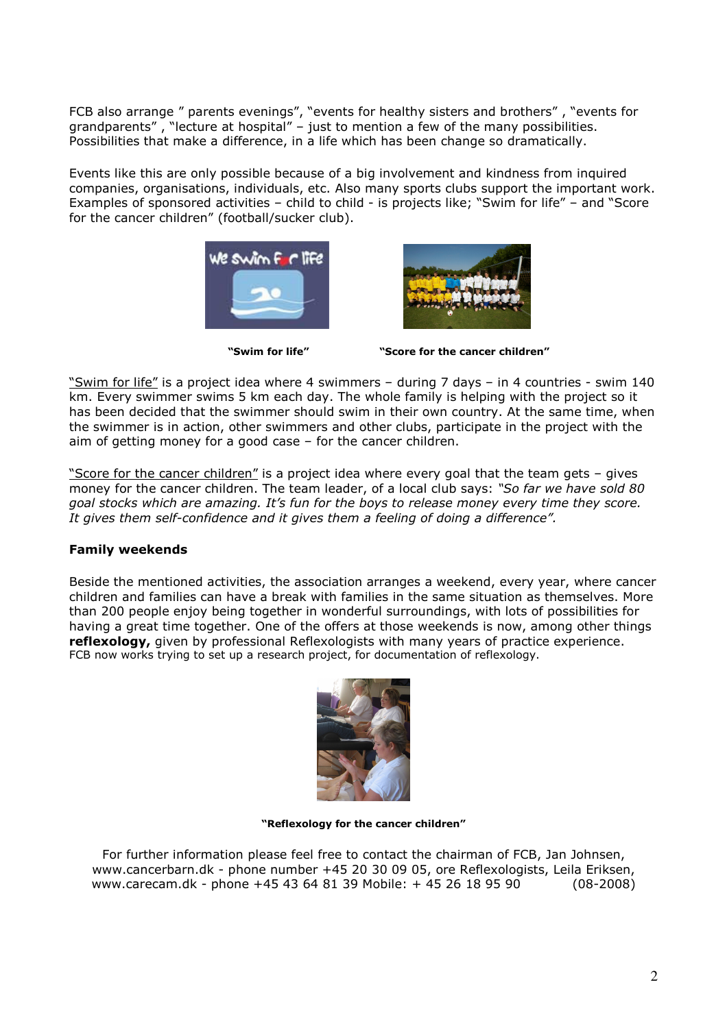FCB also arrange " parents evenings", "events for healthy sisters and brothers" , "events for grandparents" , "lecture at hospital" – just to mention a few of the many possibilities. Possibilities that make a difference, in a life which has been change so dramatically.

Events like this are only possible because of a big involvement and kindness from inquired companies, organisations, individuals, etc. Also many sports clubs support the important work. Examples of sponsored activities – child to child - is projects like; "Swim for life" – and "Score for the cancer children" (football/sucker club).

**"Swim for life"**

**"Score for the cancer children"**

"Swim for life" is a project idea where 4 swimmers – during 7 days – in 4 countries - swim 140 km. Every swimmer swims 5 km each day. The whole family is helping with the project so it has been decided that the swimmer should swim in their own country. At the same time, when the swimmer is in action, other swimmers and other clubs, participate in the project with the aim of getting money for a good case – for the cancer children.

"Score for the cancer children" is a project idea where every goal that the team gets – gives money for the cancer children. The team leader, of a local club says: *"So far we have sold 80 goal stocks which are amazing. It's fun for the boys to release money every time they score. It gives them self-confidence and it gives them a feeling of doing a difference".*

## Family weekends

Beside the mentioned activities, the association arranges a weekend, every year, where cancer children and families can have a break with families in the same situation as themselves. More than 200 people enjoy being together in wonderful surroundings, with lots of possibilities for having a great time together. One of the offers at those weekends is now, among other things **reflexology,** given by professional Reflexologists with many years of practice experience. FCB now works trying to set up a research project, for documentation of reflexology.

**"Reflexology for the cancer children"**

For further information please feel free to contact the chairman of FCB, Jan Johnsen, www.cancerbarn.dk - phone number +45 20 30 09 05, ore Reflexologists, Leila Eriksen, www.carecam.dk - phone +45 43 64 81 39 Mobile: + 45 26 18 95 90 (08-2008)